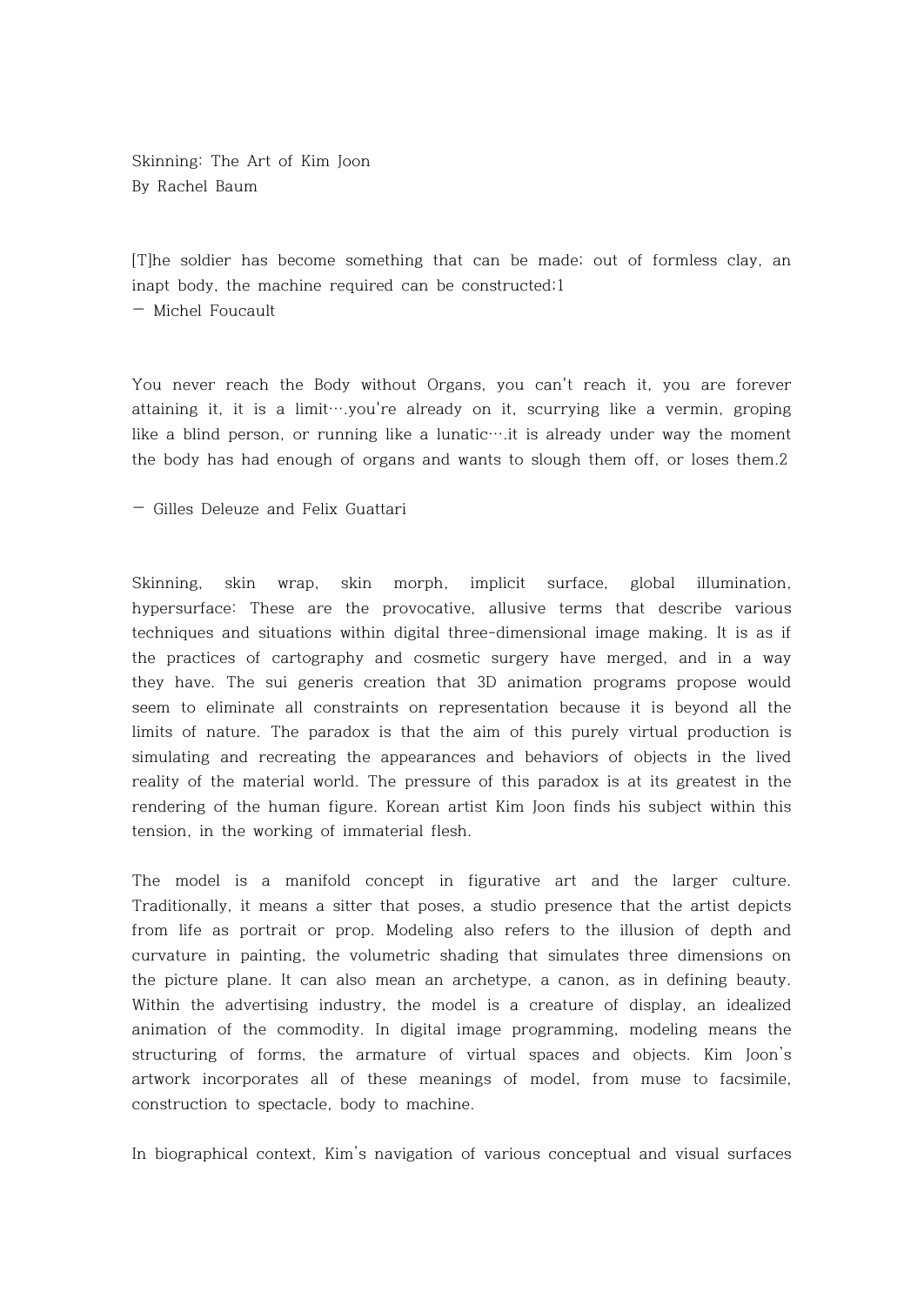# Skinning: The Art of Kim Joon

By Rachel Baum

> [T]he soldier has become something that can be made; out of formless clay, an inapt body, the machine required can be constructed;[1]
>
> — Michel Foucault

> You never reach the Body without Organs, you can't reach it, you are forever attaining it, it is a limit….you're already on it, scurrying like a vermin, groping like a blind person, or running like a lunatic….it is already under way the moment the body has had enough of organs and wants to slough them off, or loses them.[2]
>
> — Gilles Deleuze and Felix Guattari

Skinning, skin wrap, skin morph, implicit surface, global illumination, hypersurface: These are the provocative, allusive terms that describe various techniques and situations within digital three-dimensional image making. It is as if the practices of cartography and cosmetic surgery have merged, and in a way they have. The sui generis creation that 3D animation programs propose would seem to eliminate all constraints on representation because it is beyond all the limits of nature. The paradox is that the aim of this purely virtual production is simulating and recreating the appearances and behaviors of objects in the lived reality of the material world. The pressure of this paradox is at its greatest in the rendering of the human figure. Korean artist Kim Joon finds his subject within this tension, in the working of immaterial flesh.

The model is a manifold concept in figurative art and the larger culture. Traditionally, it means a sitter that poses, a studio presence that the artist depicts from life as portrait or prop. Modeling also refers to the illusion of depth and curvature in painting, the volumetric shading that simulates three dimensions on the picture plane. It can also mean an archetype, a canon, as in defining beauty. Within the advertising industry, the model is a creature of display, an idealized animation of the commodity. In digital image programming, modeling means the structuring of forms, the armature of virtual spaces and objects. Kim Joon's artwork incorporates all of these meanings of model, from muse to facsimile, construction to spectacle, body to machine.

In biographical context, Kim's navigation of various conceptual and visual surfaces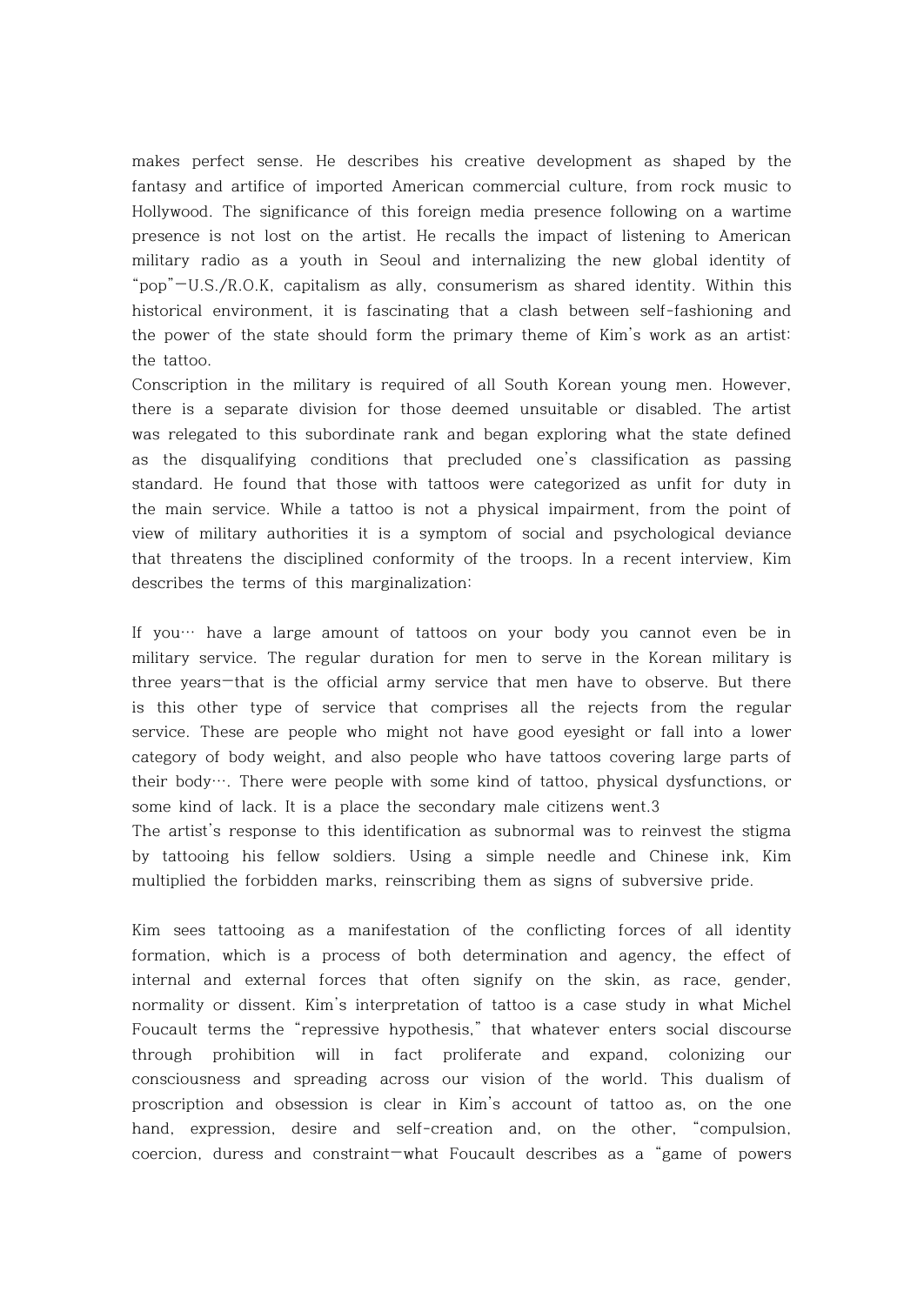makes perfect sense. He describes his creative development as shaped by the fantasy and artifice of imported American commercial culture, from rock music to Hollywood. The significance of this foreign media presence following on a wartime presence is not lost on the artist. He recalls the impact of listening to American military radio as a youth in Seoul and internalizing the new global identity of “pop”—U.S./R.O.K, capitalism as ally, consumerism as shared identity. Within this historical environment, it is fascinating that a clash between self-fashioning and the power of the state should form the primary theme of Kim’s work as an artist: the tattoo.

Conscription in the military is required of all South Korean young men. However, there is a separate division for those deemed unsuitable or disabled. The artist was relegated to this subordinate rank and began exploring what the state defined as the disqualifying conditions that precluded one’s classification as passing standard. He found that those with tattoos were categorized as unfit for duty in the main service. While a tattoo is not a physical impairment, from the point of view of military authorities it is a symptom of social and psychological deviance that threatens the disciplined conformity of the troops. In a recent interview, Kim describes the terms of this marginalization:

If you… have a large amount of tattoos on your body you cannot even be in military service. The regular duration for men to serve in the Korean military is three years—that is the official army service that men have to observe. But there is this other type of service that comprises all the rejects from the regular service. These are people who might not have good eyesight or fall into a lower category of body weight, and also people who have tattoos covering large parts of their body…. There were people with some kind of tattoo, physical dysfunctions, or some kind of lack. It is a place the secondary male citizens went.3

The artist’s response to this identification as subnormal was to reinvest the stigma by tattooing his fellow soldiers. Using a simple needle and Chinese ink, Kim multiplied the forbidden marks, reinscribing them as signs of subversive pride.

Kim sees tattooing as a manifestation of the conflicting forces of all identity formation, which is a process of both determination and agency, the effect of internal and external forces that often signify on the skin, as race, gender, normality or dissent. Kim’s interpretation of tattoo is a case study in what Michel Foucault terms the “repressive hypothesis,” that whatever enters social discourse through prohibition will in fact proliferate and expand, colonizing our consciousness and spreading across our vision of the world. This dualism of proscription and obsession is clear in Kim’s account of tattoo as, on the one hand, expression, desire and self-creation and, on the other, “compulsion, coercion, duress and constraint—what Foucault describes as a “game of powers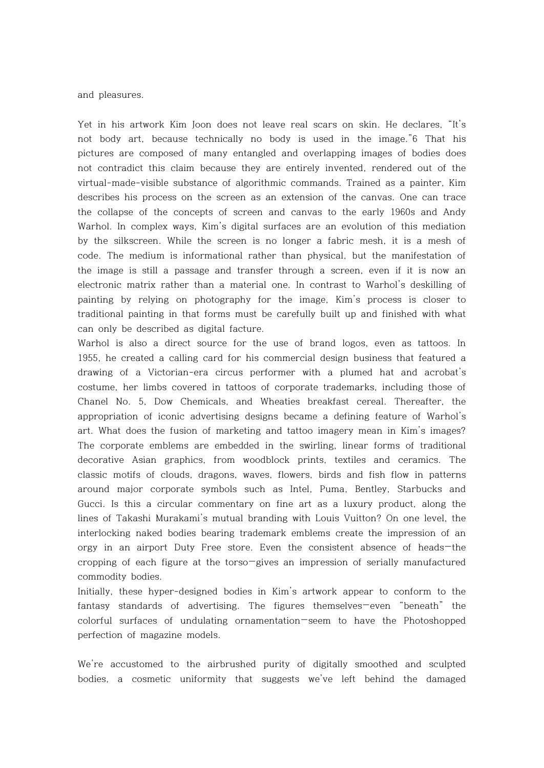and pleasures.

Yet in his artwork Kim Joon does not leave real scars on skin. He declares, "It's not body art, because technically no body is used in the image."[6] That his pictures are composed of many entangled and overlapping images of bodies does not contradict this claim because they are entirely invented, rendered out of the virtual-made-visible substance of algorithmic commands. Trained as a painter, Kim describes his process on the screen as an extension of the canvas. One can trace the collapse of the concepts of screen and canvas to the early 1960s and Andy Warhol. In complex ways, Kim's digital surfaces are an evolution of this mediation by the silkscreen. While the screen is no longer a fabric mesh, it is a mesh of code. The medium is informational rather than physical, but the manifestation of the image is still a passage and transfer through a screen, even if it is now an electronic matrix rather than a material one. In contrast to Warhol's deskilling of painting by relying on photography for the image, Kim's process is closer to traditional painting in that forms must be carefully built up and finished with what can only be described as digital facture.

Warhol is also a direct source for the use of brand logos, even as tattoos. In 1955, he created a calling card for his commercial design business that featured a drawing of a Victorian-era circus performer with a plumed hat and acrobat's costume, her limbs covered in tattoos of corporate trademarks, including those of Chanel No. 5, Dow Chemicals, and Wheaties breakfast cereal. Thereafter, the appropriation of iconic advertising designs became a defining feature of Warhol's art. What does the fusion of marketing and tattoo imagery mean in Kim's images? The corporate emblems are embedded in the swirling, linear forms of traditional decorative Asian graphics, from woodblock prints, textiles and ceramics. The classic motifs of clouds, dragons, waves, flowers, birds and fish flow in patterns around major corporate symbols such as Intel, Puma, Bentley, Starbucks and Gucci. Is this a circular commentary on fine art as a luxury product, along the lines of Takashi Murakami's mutual branding with Louis Vuitton? On one level, the interlocking naked bodies bearing trademark emblems create the impression of an orgy in an airport Duty Free store. Even the consistent absence of heads—the cropping of each figure at the torso—gives an impression of serially manufactured commodity bodies.

Initially, these hyper-designed bodies in Kim's artwork appear to conform to the fantasy standards of advertising. The figures themselves—even "beneath" the colorful surfaces of undulating ornamentation—seem to have the Photoshopped perfection of magazine models.

We're accustomed to the airbrushed purity of digitally smoothed and sculpted bodies, a cosmetic uniformity that suggests we've left behind the damaged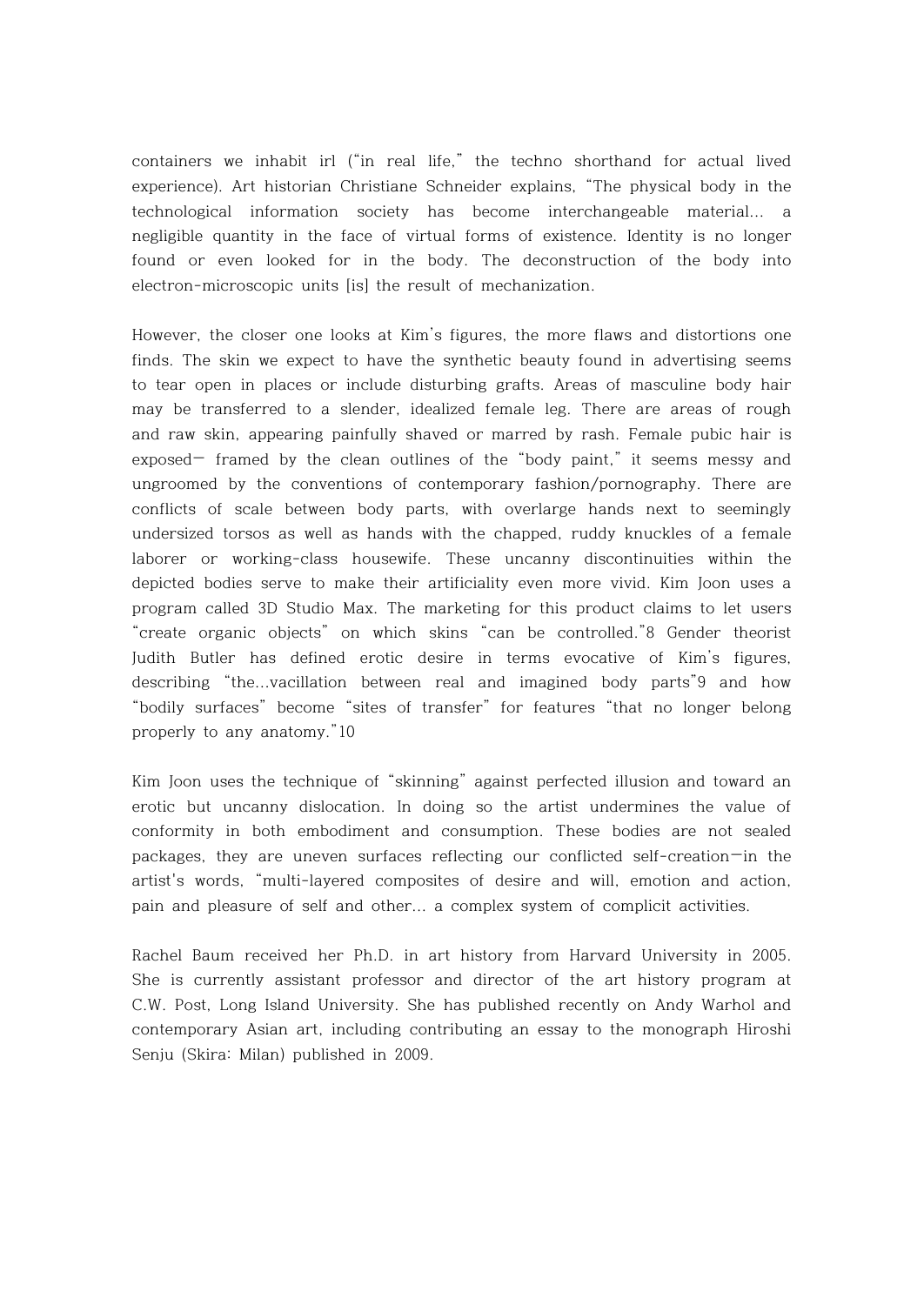containers we inhabit irl ("in real life," the techno shorthand for actual lived experience). Art historian Christiane Schneider explains, "The physical body in the technological information society has become interchangeable material... a negligible quantity in the face of virtual forms of existence. Identity is no longer found or even looked for in the body. The deconstruction of the body into electron-microscopic units [is] the result of mechanization.

However, the closer one looks at Kim's figures, the more flaws and distortions one finds. The skin we expect to have the synthetic beauty found in advertising seems to tear open in places or include disturbing grafts. Areas of masculine body hair may be transferred to a slender, idealized female leg. There are areas of rough and raw skin, appearing painfully shaved or marred by rash. Female pubic hair is exposed— framed by the clean outlines of the "body paint," it seems messy and ungroomed by the conventions of contemporary fashion/pornography. There are conflicts of scale between body parts, with overlarge hands next to seemingly undersized torsos as well as hands with the chapped, ruddy knuckles of a female laborer or working-class housewife. These uncanny discontinuities within the depicted bodies serve to make their artificiality even more vivid. Kim Joon uses a program called 3D Studio Max. The marketing for this product claims to let users "create organic objects" on which skins "can be controlled."[8] Gender theorist Judith Butler has defined erotic desire in terms evocative of Kim's figures, describing "the...vacillation between real and imagined body parts"[9] and how "bodily surfaces" become "sites of transfer" for features "that no longer belong properly to any anatomy."[10]

Kim Joon uses the technique of "skinning" against perfected illusion and toward an erotic but uncanny dislocation. In doing so the artist undermines the value of conformity in both embodiment and consumption. These bodies are not sealed packages, they are uneven surfaces reflecting our conflicted self-creation—in the artist's words, "multi-layered composites of desire and will, emotion and action, pain and pleasure of self and other... a complex system of complicit activities.

Rachel Baum received her Ph.D. in art history from Harvard University in 2005. She is currently assistant professor and director of the art history program at C.W. Post, Long Island University. She has published recently on Andy Warhol and contemporary Asian art, including contributing an essay to the monograph Hiroshi Senju (Skira: Milan) published in 2009.